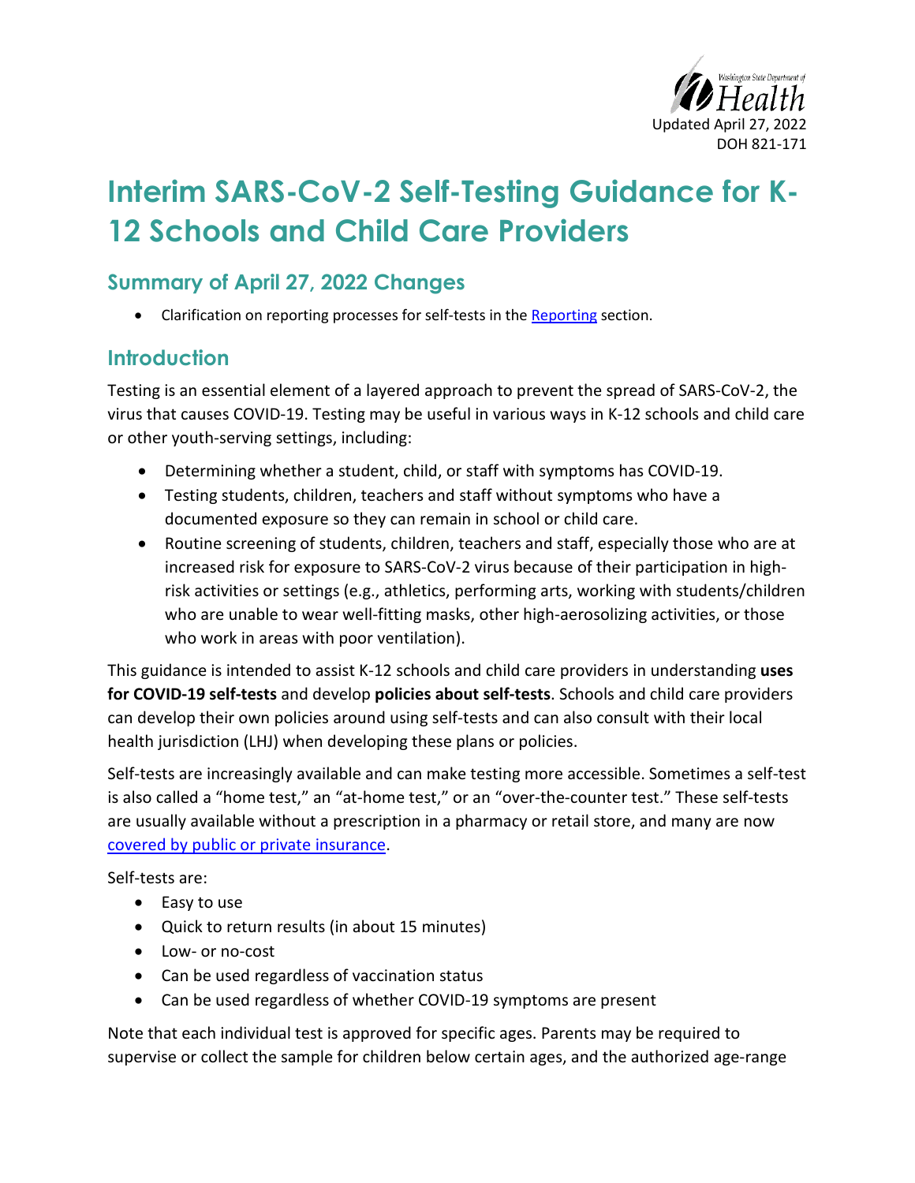Updated April 27, 2022
DOH 821-171

# Interim SARS-CoV-2 Self-Testing Guidance for K-12 Schools and Child Care Providers

## Summary of April 27, 2022 Changes

- Clarification on reporting processes for self-tests in the Reporting section.

## Introduction

Testing is an essential element of a layered approach to prevent the spread of SARS-CoV-2, the virus that causes COVID-19. Testing may be useful in various ways in K-12 schools and child care or other youth-serving settings, including:

- Determining whether a student, child, or staff with symptoms has COVID-19.
- Testing students, children, teachers and staff without symptoms who have a documented exposure so they can remain in school or child care.
- Routine screening of students, children, teachers and staff, especially those who are at increased risk for exposure to SARS-CoV-2 virus because of their participation in high-risk activities or settings (e.g., athletics, performing arts, working with students/children who are unable to wear well-fitting masks, other high-aerosolizing activities, or those who work in areas with poor ventilation).

This guidance is intended to assist K-12 schools and child care providers in understanding **uses for COVID-19 self-tests** and develop **policies about self-tests**. Schools and child care providers can develop their own policies around using self-tests and can also consult with their local health jurisdiction (LHJ) when developing these plans or policies.

Self-tests are increasingly available and can make testing more accessible. Sometimes a self-test is also called a "home test," an "at-home test," or an "over-the-counter test." These self-tests are usually available without a prescription in a pharmacy or retail store, and many are now covered by public or private insurance.

Self-tests are:

- Easy to use
- Quick to return results (in about 15 minutes)
- Low- or no-cost
- Can be used regardless of vaccination status
- Can be used regardless of whether COVID-19 symptoms are present

Note that each individual test is approved for specific ages. Parents may be required to supervise or collect the sample for children below certain ages, and the authorized age-range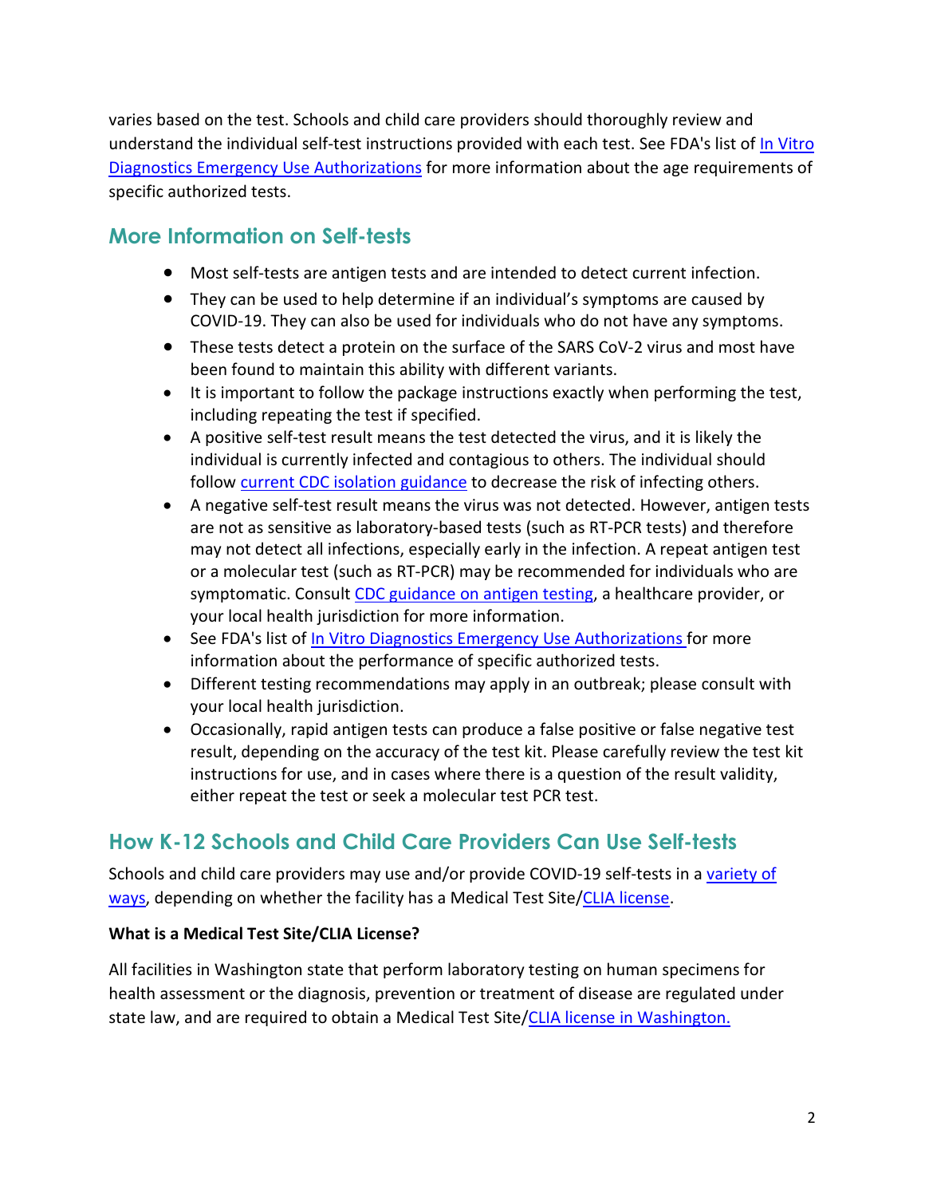varies based on the test. Schools and child care providers should thoroughly review and understand the individual self-test instructions provided with each test. See FDA's list of [In Vitro Diagnostics Emergency Use Authorizations](#) for more information about the age requirements of specific authorized tests.

## More Information on Self-tests

- Most self-tests are antigen tests and are intended to detect current infection.
- They can be used to help determine if an individual's symptoms are caused by COVID-19. They can also be used for individuals who do not have any symptoms.
- These tests detect a protein on the surface of the SARS CoV-2 virus and most have been found to maintain this ability with different variants.
- It is important to follow the package instructions exactly when performing the test, including repeating the test if specified.
- A positive self-test result means the test detected the virus, and it is likely the individual is currently infected and contagious to others. The individual should follow [current CDC isolation guidance](#) to decrease the risk of infecting others.
- A negative self-test result means the virus was not detected. However, antigen tests are not as sensitive as laboratory-based tests (such as RT-PCR tests) and therefore may not detect all infections, especially early in the infection. A repeat antigen test or a molecular test (such as RT-PCR) may be recommended for individuals who are symptomatic. Consult [CDC guidance on antigen testing](#), a healthcare provider, or your local health jurisdiction for more information.
- See FDA's list of [In Vitro Diagnostics Emergency Use Authorizations](#) for more information about the performance of specific authorized tests.
- Different testing recommendations may apply in an outbreak; please consult with your local health jurisdiction.
- Occasionally, rapid antigen tests can produce a false positive or false negative test result, depending on the accuracy of the test kit. Please carefully review the test kit instructions for use, and in cases where there is a question of the result validity, either repeat the test or seek a molecular test PCR test.

## How K-12 Schools and Child Care Providers Can Use Self-tests

Schools and child care providers may use and/or provide COVID-19 self-tests in a [variety of ways](#), depending on whether the facility has a Medical Test Site/[CLIA license](#).

**What is a Medical Test Site/CLIA License?**

All facilities in Washington state that perform laboratory testing on human specimens for health assessment or the diagnosis, prevention or treatment of disease are regulated under state law, and are required to obtain a Medical Test Site/[CLIA license in Washington.](#)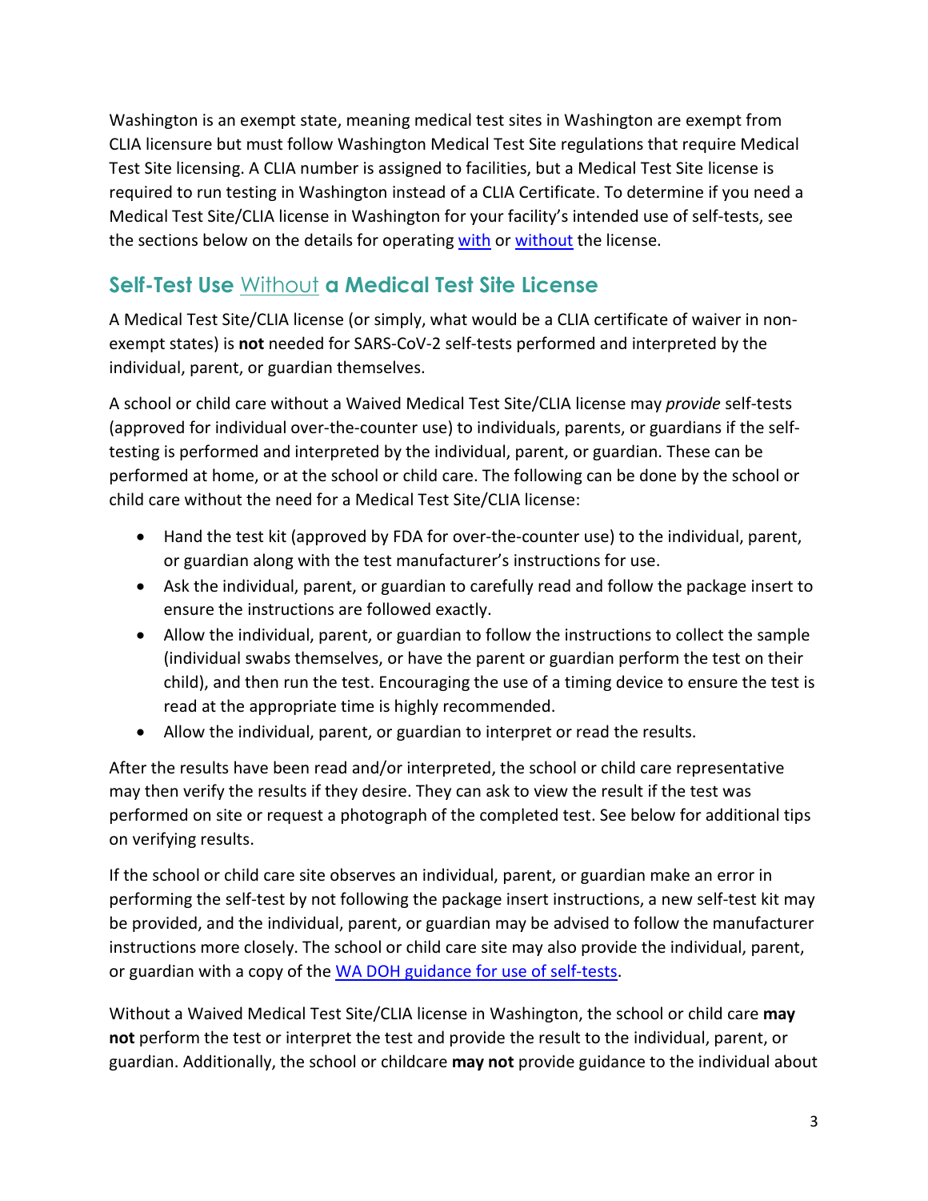Washington is an exempt state, meaning medical test sites in Washington are exempt from CLIA licensure but must follow Washington Medical Test Site regulations that require Medical Test Site licensing. A CLIA number is assigned to facilities, but a Medical Test Site license is required to run testing in Washington instead of a CLIA Certificate. To determine if you need a Medical Test Site/CLIA license in Washington for your facility's intended use of self-tests, see the sections below on the details for operating with or without the license.

## Self-Test Use Without a Medical Test Site License

A Medical Test Site/CLIA license (or simply, what would be a CLIA certificate of waiver in non-exempt states) is **not** needed for SARS-CoV-2 self-tests performed and interpreted by the individual, parent, or guardian themselves.

A school or child care without a Waived Medical Test Site/CLIA license may *provide* self-tests (approved for individual over-the-counter use) to individuals, parents, or guardians if the self-testing is performed and interpreted by the individual, parent, or guardian. These can be performed at home, or at the school or child care. The following can be done by the school or child care without the need for a Medical Test Site/CLIA license:

- Hand the test kit (approved by FDA for over-the-counter use) to the individual, parent, or guardian along with the test manufacturer's instructions for use.
- Ask the individual, parent, or guardian to carefully read and follow the package insert to ensure the instructions are followed exactly.
- Allow the individual, parent, or guardian to follow the instructions to collect the sample (individual swabs themselves, or have the parent or guardian perform the test on their child), and then run the test. Encouraging the use of a timing device to ensure the test is read at the appropriate time is highly recommended.
- Allow the individual, parent, or guardian to interpret or read the results.

After the results have been read and/or interpreted, the school or child care representative may then verify the results if they desire. They can ask to view the result if the test was performed on site or request a photograph of the completed test. See below for additional tips on verifying results.

If the school or child care site observes an individual, parent, or guardian make an error in performing the self-test by not following the package insert instructions, a new self-test kit may be provided, and the individual, parent, or guardian may be advised to follow the manufacturer instructions more closely. The school or child care site may also provide the individual, parent, or guardian with a copy of the WA DOH guidance for use of self-tests.

Without a Waived Medical Test Site/CLIA license in Washington, the school or child care **may not** perform the test or interpret the test and provide the result to the individual, parent, or guardian. Additionally, the school or childcare **may not** provide guidance to the individual about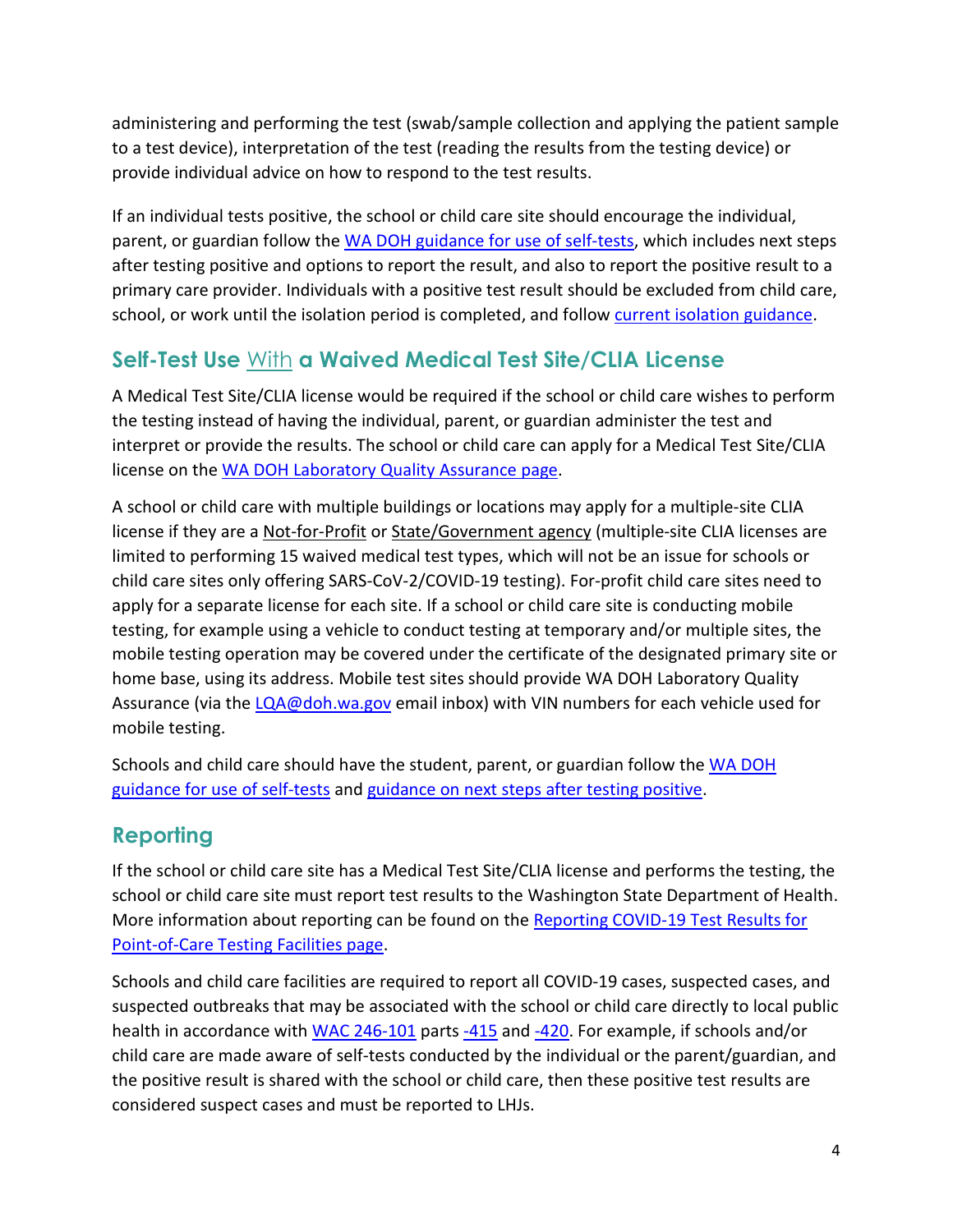administering and performing the test (swab/sample collection and applying the patient sample to a test device), interpretation of the test (reading the results from the testing device) or provide individual advice on how to respond to the test results.

If an individual tests positive, the school or child care site should encourage the individual, parent, or guardian follow the [WA DOH guidance for use of self-tests](), which includes next steps after testing positive and options to report the result, and also to report the positive result to a primary care provider. Individuals with a positive test result should be excluded from child care, school, or work until the isolation period is completed, and follow [current isolation guidance]().

## Self-Test Use With a Waived Medical Test Site/CLIA License

A Medical Test Site/CLIA license would be required if the school or child care wishes to perform the testing instead of having the individual, parent, or guardian administer the test and interpret or provide the results. The school or child care can apply for a Medical Test Site/CLIA license on the [WA DOH Laboratory Quality Assurance page]().

A school or child care with multiple buildings or locations may apply for a multiple-site CLIA license if they are a Not-for-Profit or State/Government agency (multiple-site CLIA licenses are limited to performing 15 waived medical test types, which will not be an issue for schools or child care sites only offering SARS-CoV-2/COVID-19 testing). For-profit child care sites need to apply for a separate license for each site. If a school or child care site is conducting mobile testing, for example using a vehicle to conduct testing at temporary and/or multiple sites, the mobile testing operation may be covered under the certificate of the designated primary site or home base, using its address. Mobile test sites should provide WA DOH Laboratory Quality Assurance (via the [LQA@doh.wa.gov]() email inbox) with VIN numbers for each vehicle used for mobile testing.

Schools and child care should have the student, parent, or guardian follow the [WA DOH guidance for use of self-tests]() and [guidance on next steps after testing positive]().

## Reporting

If the school or child care site has a Medical Test Site/CLIA license and performs the testing, the school or child care site must report test results to the Washington State Department of Health. More information about reporting can be found on the [Reporting COVID-19 Test Results for Point-of-Care Testing Facilities page]().

Schools and child care facilities are required to report all COVID-19 cases, suspected cases, and suspected outbreaks that may be associated with the school or child care directly to local public health in accordance with [WAC 246-101]() parts [-415]() and [-420](). For example, if schools and/or child care are made aware of self-tests conducted by the individual or the parent/guardian, and the positive result is shared with the school or child care, then these positive test results are considered suspect cases and must be reported to LHJs.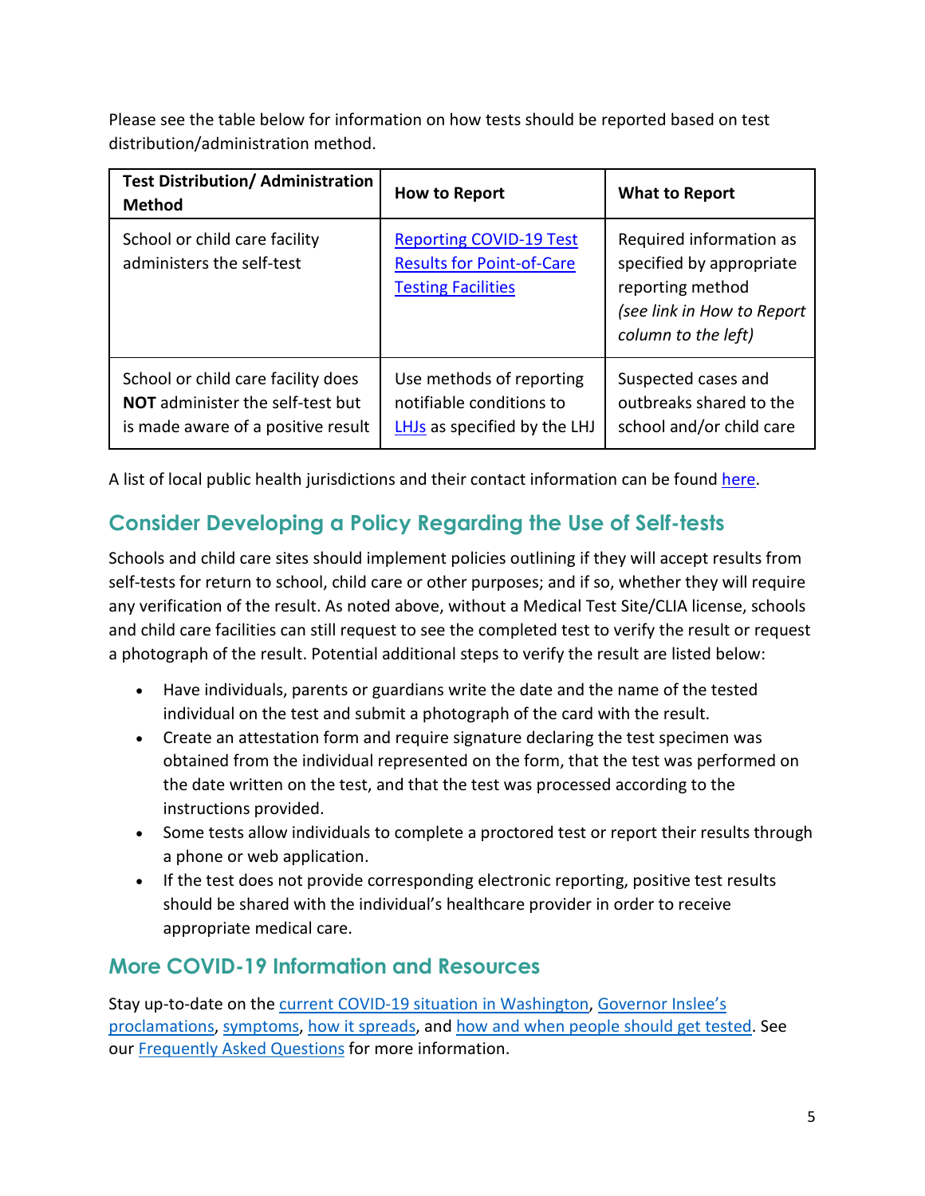Please see the table below for information on how tests should be reported based on test distribution/administration method.

| Test Distribution/ Administration Method | How to Report | What to Report |
| --- | --- | --- |
| School or child care facility administers the self-test | Reporting COVID-19 Test Results for Point-of-Care Testing Facilities | Required information as specified by appropriate reporting method *(see link in How to Report column to the left)* |
| School or child care facility does **NOT** administer the self-test but is made aware of a positive result | Use methods of reporting notifiable conditions to LHJs as specified by the LHJ | Suspected cases and outbreaks shared to the school and/or child care |

A list of local public health jurisdictions and their contact information can be found here.

## Consider Developing a Policy Regarding the Use of Self-tests

Schools and child care sites should implement policies outlining if they will accept results from self-tests for return to school, child care or other purposes; and if so, whether they will require any verification of the result. As noted above, without a Medical Test Site/CLIA license, schools and child care facilities can still request to see the completed test to verify the result or request a photograph of the result. Potential additional steps to verify the result are listed below:

- Have individuals, parents or guardians write the date and the name of the tested individual on the test and submit a photograph of the card with the result.
- Create an attestation form and require signature declaring the test specimen was obtained from the individual represented on the form, that the test was performed on the date written on the test, and that the test was processed according to the instructions provided.
- Some tests allow individuals to complete a proctored test or report their results through a phone or web application.
- If the test does not provide corresponding electronic reporting, positive test results should be shared with the individual's healthcare provider in order to receive appropriate medical care.

## More COVID-19 Information and Resources

Stay up-to-date on the current COVID-19 situation in Washington, Governor Inslee's proclamations, symptoms, how it spreads, and how and when people should get tested. See our Frequently Asked Questions for more information.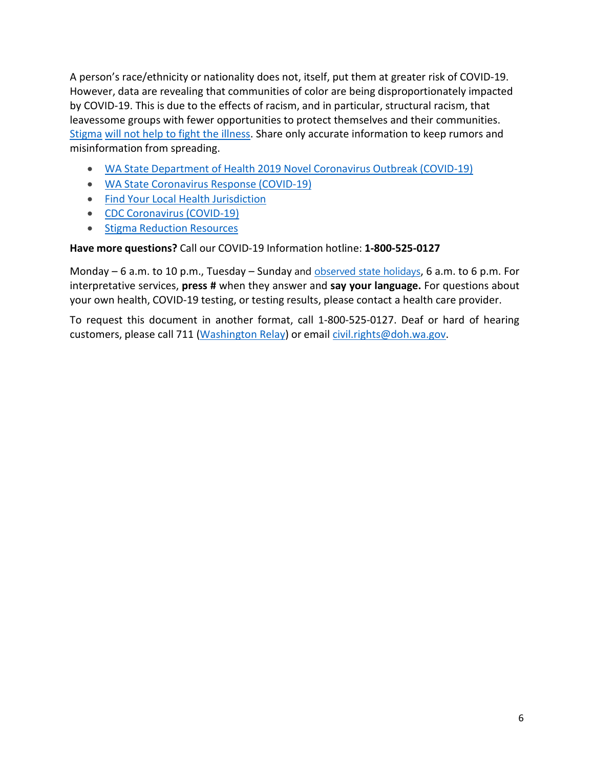A person's race/ethnicity or nationality does not, itself, put them at greater risk of COVID-19. However, data are revealing that communities of color are being disproportionately impacted by COVID-19. This is due to the effects of racism, and in particular, structural racism, that leavessome groups with fewer opportunities to protect themselves and their communities. Stigma will not help to fight the illness. Share only accurate information to keep rumors and misinformation from spreading.

- WA State Department of Health 2019 Novel Coronavirus Outbreak (COVID-19)
- WA State Coronavirus Response (COVID-19)
- Find Your Local Health Jurisdiction
- CDC Coronavirus (COVID-19)
- Stigma Reduction Resources

**Have more questions?** Call our COVID-19 Information hotline: **1-800-525-0127**

Monday – 6 a.m. to 10 p.m., Tuesday – Sunday and observed state holidays, 6 a.m. to 6 p.m. For interpretative services, **press #** when they answer and **say your language.** For questions about your own health, COVID-19 testing, or testing results, please contact a health care provider.

To request this document in another format, call 1-800-525-0127. Deaf or hard of hearing customers, please call 711 (Washington Relay) or email civil.rights@doh.wa.gov.